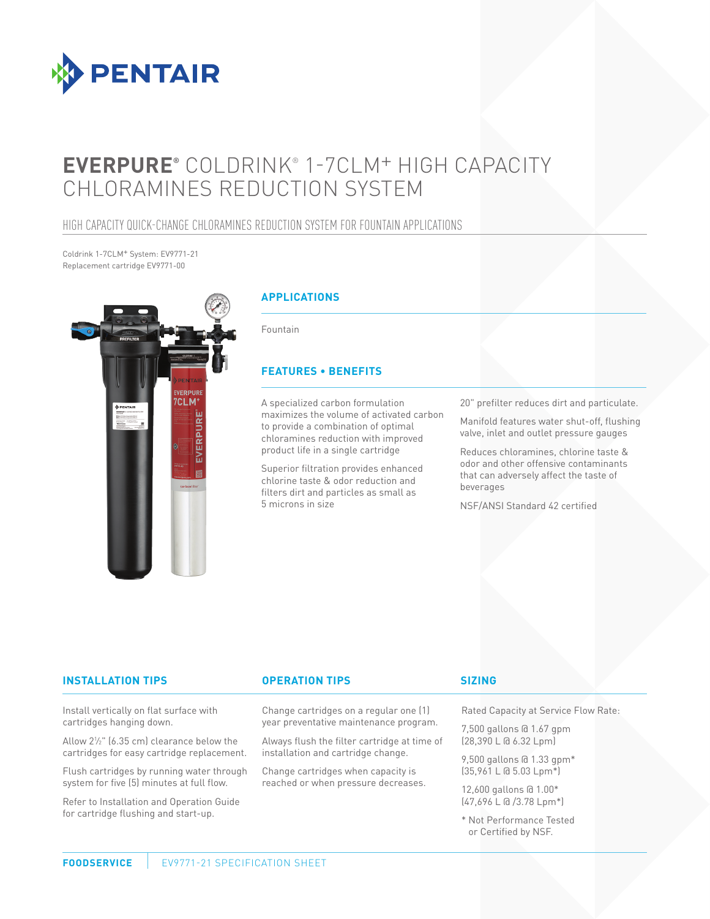# EVERPURE® COLDRINK® 1-7CLM+ HIGH CAPACITY CHLORAMINES REDUCTION SYSTEM

## HIGH CAPACITY QUICK-CHANGE CHLORAMINES REDUCTION SYSTEM FOR FOUNTAIN APPLICATIONS

Coldrink 1-7CLM+ System: EV9771-21
Replacement cartridge EV9771-00

### APPLICATIONS

Fountain

### FEATURES • BENEFITS

A specialized carbon formulation maximizes the volume of activated carbon to provide a combination of optimal chloramines reduction with improved product life in a single cartridge

Superior filtration provides enhanced chlorine taste & odor reduction and filters dirt and particles as small as 5 microns in size

20" prefilter reduces dirt and particulate.

Manifold features water shut-off, flushing valve, inlet and outlet pressure gauges

Reduces chloramines, chlorine taste & odor and other offensive contaminants that can adversely affect the taste of beverages

NSF/ANSI Standard 42 certified

### INSTALLATION TIPS

Install vertically on flat surface with cartridges hanging down.

Allow 2½" (6.35 cm) clearance below the cartridges for easy cartridge replacement.

Flush cartridges by running water through system for five (5) minutes at full flow.

Refer to Installation and Operation Guide for cartridge flushing and start-up.

### OPERATION TIPS

Change cartridges on a regular one (1) year preventative maintenance program.

Always flush the filter cartridge at time of installation and cartridge change.

Change cartridges when capacity is reached or when pressure decreases.

### SIZING

Rated Capacity at Service Flow Rate:

7,500 gallons @ 1.67 gpm (28,390 L @ 6.32 Lpm)

9,500 gallons @ 1.33 gpm* (35,961 L @ 5.03 Lpm*)

12,600 gallons @ 1.00* (47,696 L @ /3.78 Lpm*)

* Not Performance Tested or Certified by NSF.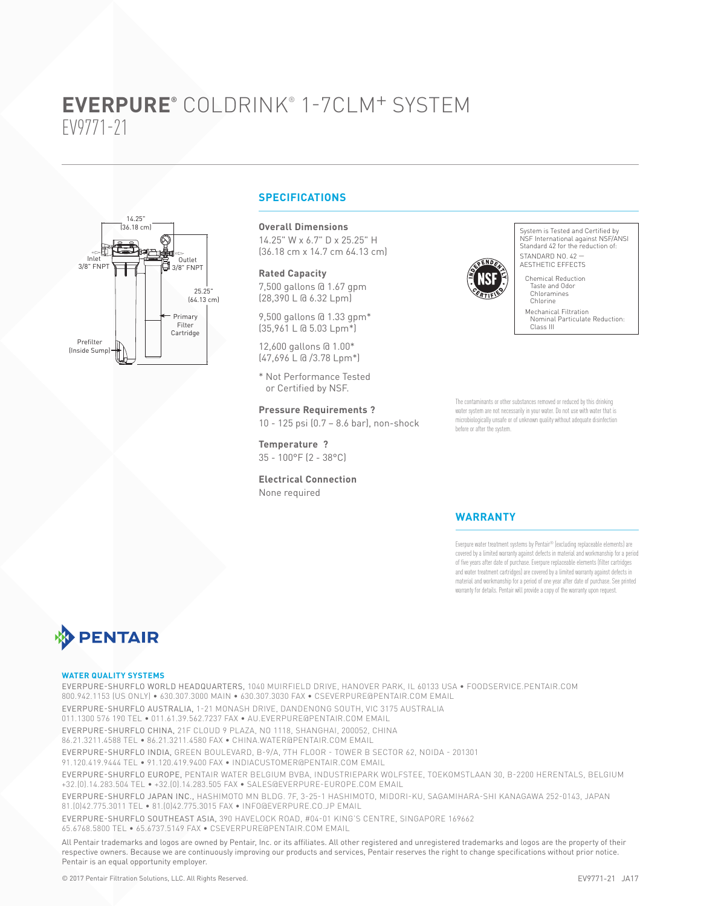# EVERPURE® COLDRINK® 1-7CLM+ SYSTEM

EV9771-21

14.25" (36.18 cm)

Inlet 3/8" FNPT

Outlet 3/8" FNPT

25.25" (64.13 cm)

Primary Filter Cartridge

Prefilter (Inside Sump)

## SPECIFICATIONS

**Overall Dimensions**
14.25" W x 6.7" D x 25.25" H
(36.18 cm x 14.7 cm 64.13 cm)

**Rated Capacity**
7,500 gallons @ 1.67 gpm
(28,390 L @ 6.32 Lpm)

9,500 gallons @ 1.33 gpm*
(35,961 L @ 5.03 Lpm*)

12,600 gallons @ 1.00*
(47,696 L @ /3.78 Lpm*)

* Not Performance Tested or Certified by NSF.

**Pressure Requirements ?**
10 - 125 psi (0.7 – 8.6 bar), non-shock

**Temperature ?**
35 - 100°F (2 - 38°C)

**Electrical Connection**
None required

INDEPENDENTLY NSF CERTIFIED

System is Tested and Certified by NSF International against NSF/ANSI Standard 42 for the reduction of:

STANDARD NO. 42 — AESTHETIC EFFECTS

Chemical Reduction
- Taste and Odor
- Chloramines
- Chlorine

Mechanical Filtration
- Nominal Particulate Reduction: Class III

The contaminants or other substances removed or reduced by this drinking water system are not necessarily in your water. Do not use with water that is microbiologically unsafe or of unknown quality without adequate disinfection before or after the system.

## WARRANTY

Everpure water treatment systems by Pentair® (excluding replaceable elements) are covered by a limited warranty against defects in material and workmanship for a period of five years after date of purchase. Everpure replaceable elements (filter cartridges and water treatment cartridges) are covered by a limited warranty against defects in material and workmanship for a period of one year after date of purchase. See printed warranty for details. Pentair will provide a copy of the warranty upon request.

**PENTAIR**

**WATER QUALITY SYSTEMS**

EVERPURE-SHURFLO WORLD HEADQUARTERS, 1040 MUIRFIELD DRIVE, HANOVER PARK, IL 60133 USA • FOODSERVICE.PENTAIR.COM
800.942.1153 (US ONLY) • 630.307.3000 MAIN • 630.307.3030 FAX • CSEVERPURE@PENTAIR.COM EMAIL

EVERPURE-SHURFLO AUSTRALIA, 1-21 MONASH DRIVE, DANDENONG SOUTH, VIC 3175 AUSTRALIA
011.1300 576 190 TEL • 011.61.39.562.7237 FAX • AU.EVERPURE@PENTAIR.COM EMAIL

EVERPURE-SHURFLO CHINA, 21F CLOUD 9 PLAZA, NO 1118, SHANGHAI, 200052, CHINA
86.21.3211.4588 TEL • 86.21.3211.4580 FAX • CHINA.WATER@PENTAIR.COM EMAIL

EVERPURE-SHURFLO INDIA, GREEN BOULEVARD, B-9/A, 7TH FLOOR - TOWER B SECTOR 62, NOIDA - 201301
91.120.419.9444 TEL • 91.120.419.9400 FAX • INDIACUSTOMER@PENTAIR.COM EMAIL

EVERPURE-SHURFLO EUROPE, PENTAIR WATER BELGIUM BVBA, INDUSTRIEPARK WOLFSTEE, TOEKOMSTLAAN 30, B-2200 HERENTALS, BELGIUM
+32.(0).14.283.504 TEL • +32.(0).14.283.505 FAX • SALES@EVERPURE-EUROPE.COM EMAIL

EVERPURE-SHURFLO JAPAN INC., HASHIMOTO MN BLDG. 7F, 3-25-1 HASHIMOTO, MIDORI-KU, SAGAMIHARA-SHI KANAGAWA 252-0143, JAPAN
81.(0)42.775.3011 TEL • 81.(0)42.775.3015 FAX • INFO@EVERPURE.CO.JP EMAIL

EVERPURE-SHURFLO SOUTHEAST ASIA, 390 HAVELOCK ROAD, #04-01 KING'S CENTRE, SINGAPORE 169662
65.6768.5800 TEL • 65.6737.5149 FAX • CSEVERPURE@PENTAIR.COM EMAIL

All Pentair trademarks and logos are owned by Pentair, Inc. or its affiliates. All other registered and unregistered trademarks and logos are the property of their respective owners. Because we are continuously improving our products and services, Pentair reserves the right to change specifications without prior notice. Pentair is an equal opportunity employer.

© 2017 Pentair Filtration Solutions, LLC. All Rights Reserved.

EV9771-21 JA17